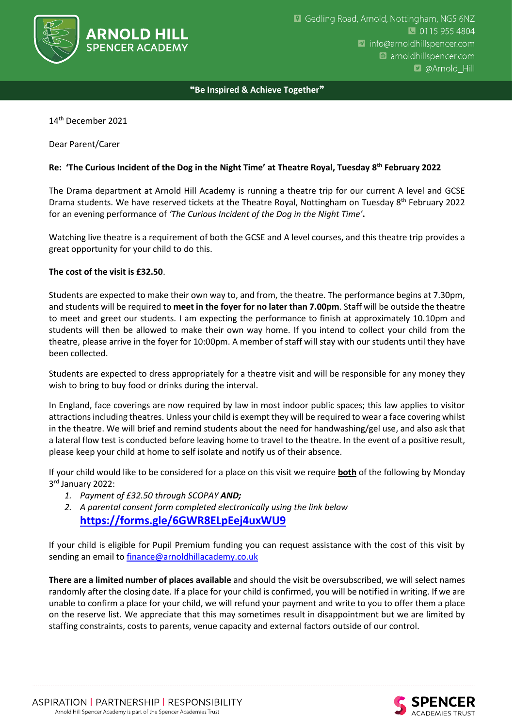# ARNOLD HILL SPENCER ACADEMY

Gedling Road, Arnold, Nottingham, NG5 6NZ
0115 955 4804
info@arnoldhillspencer.com
arnoldhillspencer.com
@Arnold_Hill

**"Be Inspired & Achieve Together"**

14th December 2021

Dear Parent/Carer

**Re: 'The Curious Incident of the Dog in the Night Time' at Theatre Royal, Tuesday 8th February 2022**

The Drama department at Arnold Hill Academy is running a theatre trip for our current A level and GCSE Drama students. We have reserved tickets at the Theatre Royal, Nottingham on Tuesday 8th February 2022 for an evening performance of *'The Curious Incident of the Dog in the Night Time'*.

Watching live theatre is a requirement of both the GCSE and A level courses, and this theatre trip provides a great opportunity for your child to do this.

**The cost of the visit is £32.50**.

Students are expected to make their own way to, and from, the theatre. The performance begins at 7.30pm, and students will be required to **meet in the foyer for no later than 7.00pm**. Staff will be outside the theatre to meet and greet our students. I am expecting the performance to finish at approximately 10.10pm and students will then be allowed to make their own way home. If you intend to collect your child from the theatre, please arrive in the foyer for 10:00pm. A member of staff will stay with our students until they have been collected.

Students are expected to dress appropriately for a theatre visit and will be responsible for any money they wish to bring to buy food or drinks during the interval.

In England, face coverings are now required by law in most indoor public spaces; this law applies to visitor attractions including theatres. Unless your child is exempt they will be required to wear a face covering whilst in the theatre. We will brief and remind students about the need for handwashing/gel use, and also ask that a lateral flow test is conducted before leaving home to travel to the theatre. In the event of a positive result, please keep your child at home to self isolate and notify us of their absence.

If your child would like to be considered for a place on this visit we require **both** of the following by Monday 3rd January 2022:

1. *Payment of £32.50 through SCOPAY* ***AND;***
2. *A parental consent form completed electronically using the link below*
   **https://forms.gle/6GWR8ELpEej4uxWU9**

If your child is eligible for Pupil Premium funding you can request assistance with the cost of this visit by sending an email to finance@arnoldhillacademy.co.uk

**There are a limited number of places available** and should the visit be oversubscribed, we will select names randomly after the closing date. If a place for your child is confirmed, you will be notified in writing. If we are unable to confirm a place for your child, we will refund your payment and write to you to offer them a place on the reserve list. We appreciate that this may sometimes result in disappointment but we are limited by staffing constraints, costs to parents, venue capacity and external factors outside of our control.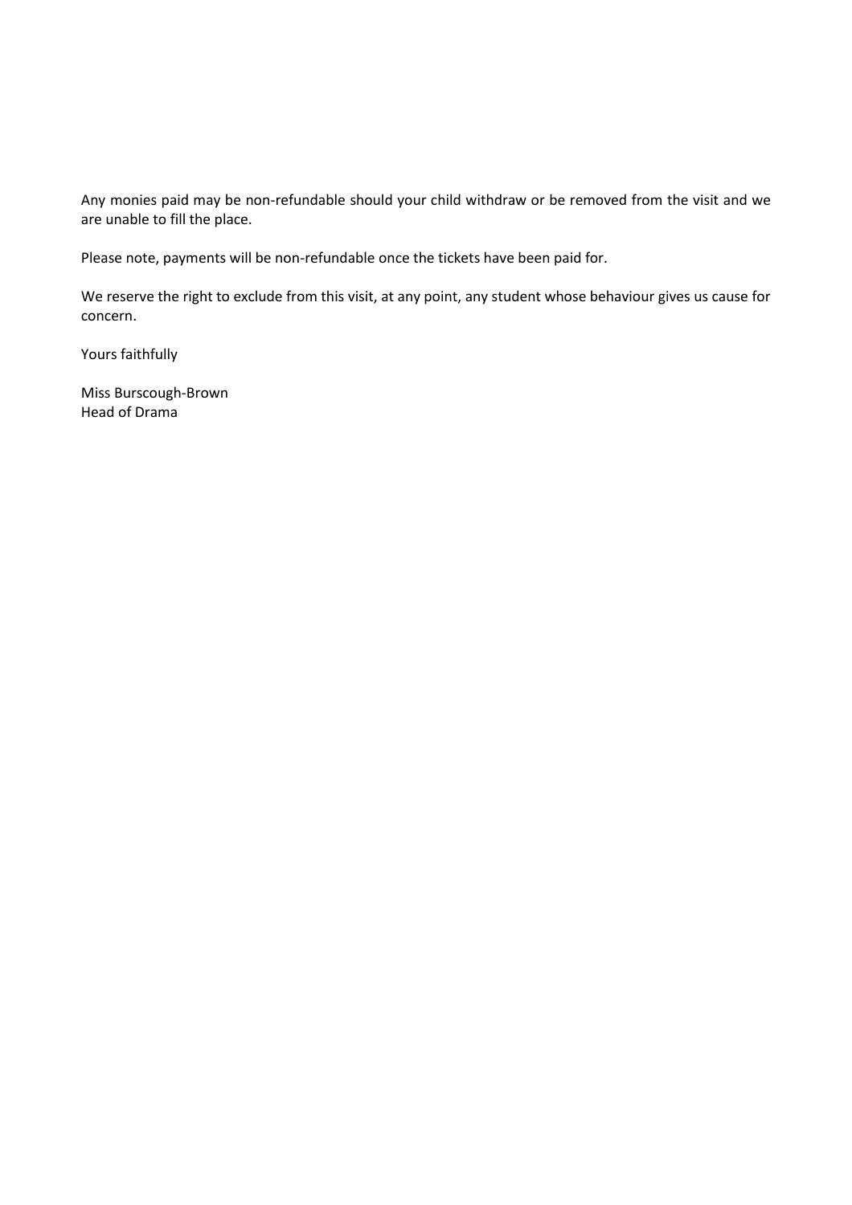Any monies paid may be non-refundable should your child withdraw or be removed from the visit and we are unable to fill the place.

Please note, payments will be non-refundable once the tickets have been paid for.

We reserve the right to exclude from this visit, at any point, any student whose behaviour gives us cause for concern.

Yours faithfully

Miss Burscough-Brown  
Head of Drama